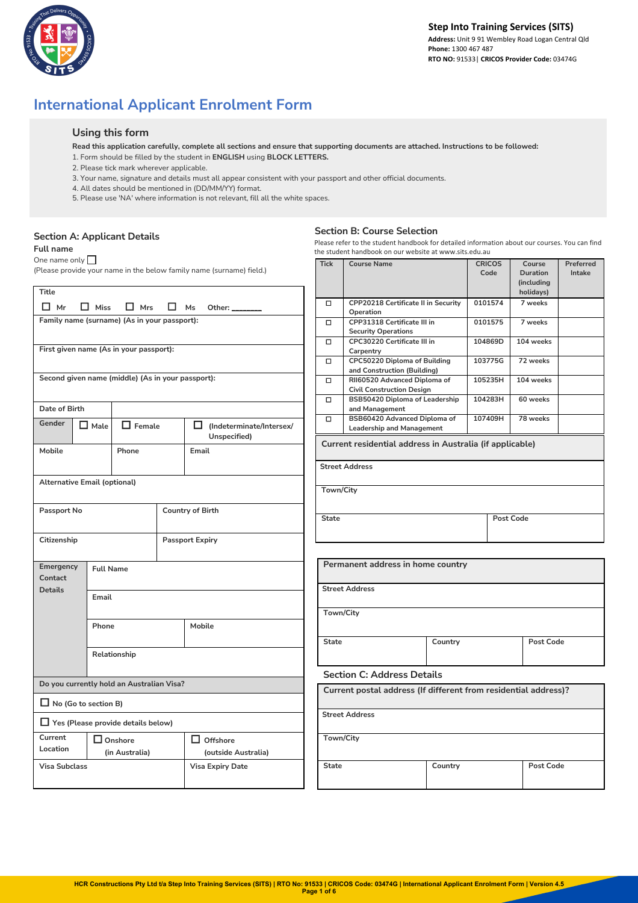**Step Into Training Services (SITS)**
**Address:** Unit 9 91 Wembley Road Logan Central Qld
**Phone:** 1300 467 487
**RTO NO:** 91533 | **CRICOS Provider Code:** 03474G

# International Applicant Enrolment Form

## Using this form

**Read this application carefully, complete all sections and ensure that supporting documents are attached. Instructions to be followed:**

1. Form should be filled by the student in **ENGLISH** using **BLOCK LETTERS.**
2. Please tick mark wherever applicable.
3. Your name, signature and details must all appear consistent with your passport and other official documents.
4. All dates should be mentioned in (DD/MM/YY) format.
5. Please use 'NA' where information is not relevant, fill all the white spaces.

## Section A: Applicant Details

**Full name**

One name only ☐

(Please provide your name in the below family name (surname) field.)

| Title | | | |
|---|---|---|---|
| ☐ Mr ☐ Miss ☐ Mrs ☐ Ms Other: _______ | | | |
| Family name (surname) (As in your passport): | | | |
| First given name (As in your passport): | | | |
| Second given name (middle) (As in your passport): | | | |
| Date of Birth | | | |
| Gender | ☐ Male | ☐ Female | ☐ (Indeterminate/Intersex/ Unspecified) |
| Mobile | Phone | | Email |
| Alternative Email (optional) | | | |
| Passport No | | Country of Birth | |
| Citizenship | | Passport Expiry | |
| Emergency Contact Details | Full Name | | |
| | Email | | |
| | Phone | | Mobile |
| | Relationship | | |
| Do you currently hold an Australian Visa? | | | |
| ☐ No (Go to section B) | | | |
| ☐ Yes (Please provide details below) | | | |
| Current Location | ☐ Onshore (in Australia) | | ☐ Offshore (outside Australia) |
| Visa Subclass | | | Visa Expiry Date |

## Section B: Course Selection

Please refer to the student handbook for detailed information about our courses. You can find the student handbook on our website at www.sits.edu.au

| Tick | Course Name | CRICOS Code | Course Duration (including holidays) | Preferred Intake |
|---|---|---|---|---|
| ☐ | CPP20218 Certificate II in Security Operation | 0101574 | 7 weeks | |
| ☐ | CPP31318 Certificate III in Security Operations | 0101575 | 7 weeks | |
| ☐ | CPC30220 Certificate III in Carpentry | 104869D | 104 weeks | |
| ☐ | CPC50220 Diploma of Building and Construction (Building) | 103775G | 72 weeks | |
| ☐ | RII60520 Advanced Diploma of Civil Construction Design | 105235H | 104 weeks | |
| ☐ | BSB50420 Diploma of Leadership and Management | 104283H | 60 weeks | |
| ☐ | BSB60420 Advanced Diploma of Leadership and Management | 107409H | 78 weeks | |

| Current residential address in Australia (if applicable) | |
|---|---|
| Street Address | |
| Town/City | |
| State | Post Code |

| Permanent address in home country | | |
|---|---|---|
| Street Address | | |
| Town/City | | |
| State | Country | Post Code |

## Section C: Address Details

| Current postal address (If different from residential address)? | | |
|---|---|---|
| Street Address | | |
| Town/City | | |
| State | Country | Post Code |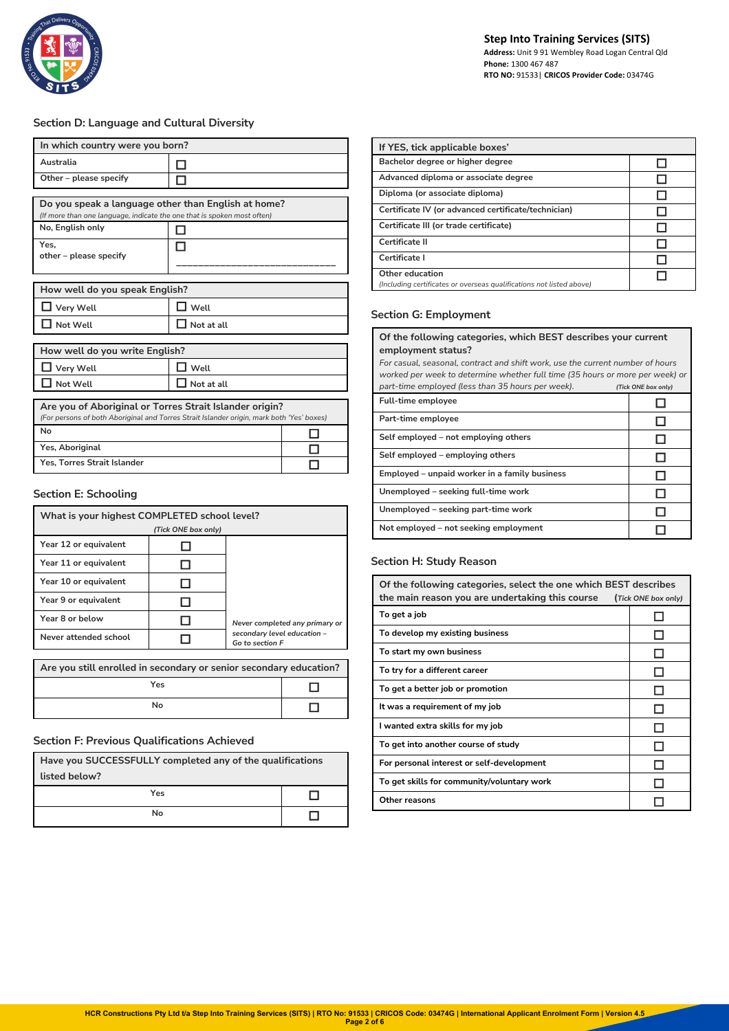Step Into Training Services (SITS)
**Address:** Unit 9 91 Wembley Road Logan Central Qld
**Phone:** 1300 467 487
**RTO NO:** 91533| **CRICOS Provider Code:** 03474G

## Section D: Language and Cultural Diversity

| In which country were you born? | |
|---|---|
| Australia | ☐ |
| Other – please specify | ☐ |

| Do you speak a language other than English at home? *(If more than one language, indicate the one that is spoken most often)* | |
|---|---|
| No, English only | ☐ |
| Yes, other – please specify | ☐ ______________________________ |

| How well do you speak English? | |
|---|---|
| ☐ Very Well | ☐ Well |
| ☐ Not Well | ☐ Not at all |

| How well do you write English? | |
|---|---|
| ☐ Very Well | ☐ Well |
| ☐ Not Well | ☐ Not at all |

| Are you of Aboriginal or Torres Strait Islander origin? *(For persons of both Aboriginal and Torres Strait Islander origin, mark both 'Yes' boxes)* | |
|---|---|
| No | ☐ |
| Yes, Aboriginal | ☐ |
| Yes, Torres Strait Islander | ☐ |

## Section E: Schooling

| What is your highest COMPLETED school level? *(Tick ONE box only)* | | |
|---|---|---|
| Year 12 or equivalent | ☐ | |
| Year 11 or equivalent | ☐ | |
| Year 10 or equivalent | ☐ | |
| Year 9 or equivalent | ☐ | |
| Year 8 or below | ☐ | *Never completed any primary or secondary level education – Go to section F* |
| Never attended school | ☐ | |

| Are you still enrolled in secondary or senior secondary education? | |
|---|---|
| Yes | ☐ |
| No | ☐ |

## Section F: Previous Qualifications Achieved

| Have you SUCCESSFULLY completed any of the qualifications listed below? | |
|---|---|
| Yes | ☐ |
| No | ☐ |

| If YES, tick applicable boxes' | |
|---|---|
| Bachelor degree or higher degree | ☐ |
| Advanced diploma or associate degree | ☐ |
| Diploma (or associate diploma) | ☐ |
| Certificate IV (or advanced certificate/technician) | ☐ |
| Certificate III (or trade certificate) | ☐ |
| Certificate II | ☐ |
| Certificate I | ☐ |
| Other education *(Including certificates or overseas qualifications not listed above)* | ☐ |

## Section G: Employment

| Of the following categories, which BEST describes your current employment status? *For casual, seasonal, contract and shift work, use the current number of hours worked per week to determine whether full time (35 hours or more per week) or part-time employed (less than 35 hours per week).* *(Tick ONE box only)* | |
|---|---|
| Full-time employee | ☐ |
| Part-time employee | ☐ |
| Self employed – not employing others | ☐ |
| Self employed – employing others | ☐ |
| Employed – unpaid worker in a family business | ☐ |
| Unemployed – seeking full-time work | ☐ |
| Unemployed – seeking part-time work | ☐ |
| Not employed – not seeking employment | ☐ |

## Section H: Study Reason

| Of the following categories, select the one which BEST describes the main reason you are undertaking this course *(Tick ONE box only)* | |
|---|---|
| To get a job | ☐ |
| To develop my existing business | ☐ |
| To start my own business | ☐ |
| To try for a different career | ☐ |
| To get a better job or promotion | ☐ |
| It was a requirement of my job | ☐ |
| I wanted extra skills for my job | ☐ |
| To get into another course of study | ☐ |
| For personal interest or self-development | ☐ |
| To get skills for community/voluntary work | ☐ |
| Other reasons | ☐ |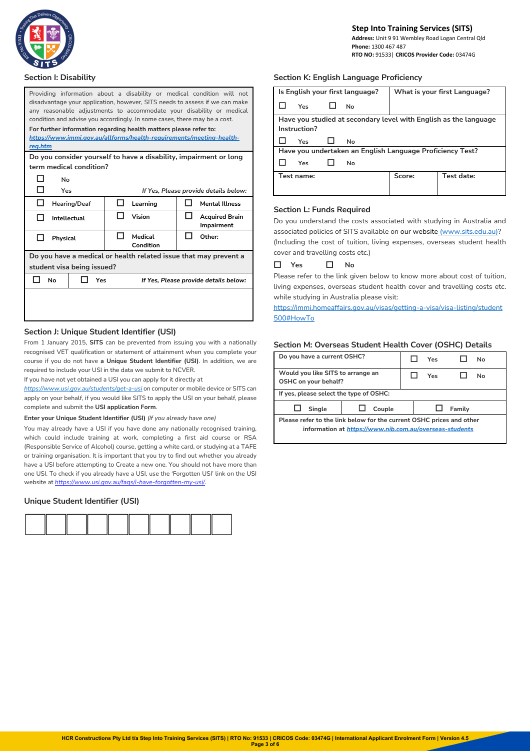**Step Into Training Services (SITS)**
**Address:** Unit 9 91 Wembley Road Logan Central Qld
**Phone:** 1300 467 487
**RTO NO:** 91533| **CRICOS Provider Code:** 03474G

## Section I: Disability

Providing information about a disability or medical condition will not disadvantage your application, however, SITS needs to assess if we can make any reasonable adjustments to accommodate your disability or medical condition and advise you accordingly. In some cases, there may be a cost.

**For further information regarding health matters please refer to:**
***https://www.immi.gov.au/allforms/health-requirements/meeting-health-req.htm***

**Do you consider yourself to have a disability, impairment or long term medical condition?**

☐ No

☐ Yes *If Yes, Please provide details below:*

| | | |
|---|---|---|
| ☐ Hearing/Deaf | ☐ Learning | ☐ Mental Illness |
| ☐ Intellectual | ☐ Vision | ☐ Acquired Brain Impairment |
| ☐ Physical | ☐ Medical Condition | ☐ Other: |

**Do you have a medical or health related issue that may prevent a student visa being issued?**

☐ No ☐ Yes *If Yes, Please provide details below:*

## Section J: Unique Student Identifier (USI)

From 1 January 2015, **SITS** can be prevented from issuing you with a nationally recognised VET qualification or statement of attainment when you complete your course if you do not have **a Unique Student Identifier (USI)**. In addition, we are required to include your USI in the data we submit to NCVER.

If you have not yet obtained a USI you can apply for it directly at *https://www.usi.gov.au/students/get-a-usi* on computer or mobile device or SITS can apply on your behalf, if you would like SITS to apply the USI on your behalf, please complete and submit the **USI application Form**.

**Enter your Unique Student Identifier (USI)** *(If you already have one)*

You may already have a USI if you have done any nationally recognised training, which could include training at work, completing a first aid course or RSA (Responsible Service of Alcohol) course, getting a white card, or studying at a TAFE or training organisation. It is important that you try to find out whether you already have a USI before attempting to Create a new one. You should not have more than one USI. To check if you already have a USI, use the 'Forgotten USI' link on the USI website at ***https://www.usi.gov.au/faqs/i-have-forgotten-my-usi/***.

## Unique Student Identifier (USI)

| | | | | | | | | | |
|---|---|---|---|---|---|---|---|---|---|
| | | | | | | | | | |

## Section K: English Language Proficiency

| Is English your first language? | What is your first Language? | |
|---|---|---|
| ☐ Yes ☐ No | | |
| **Have you studied at secondary level with English as the language Instruction?** | | |
| ☐ Yes ☐ No | | |
| **Have you undertaken an English Language Proficiency Test?** | | |
| ☐ Yes ☐ No | | |
| **Test name:** | **Score:** | **Test date:** |

## Section L: Funds Required

Do you understand the costs associated with studying in Australia and associated policies of SITS available on our website (www.sits.edu.au)? (Including the cost of tuition, living expenses, overseas student health cover and travelling costs etc.)

☐ **Yes** ☐ **No**

Please refer to the link given below to know more about cost of tuition, living expenses, overseas student health cover and travelling costs etc. while studying in Australia please visit:

https://immi.homeaffairs.gov.au/visas/getting-a-visa/visa-listing/student 500#HowTo

## Section M: Overseas Student Health Cover (OSHC) Details

| Do you have a current OSHC? | | ☐ Yes ☐ No |
|---|---|---|
| **Would you like SITS to arrange an OSHC on your behalf?** | | ☐ Yes ☐ No |
| **If yes, please select the type of OSHC:** | | |
| ☐ Single | ☐ Couple | ☐ Family |

**Please refer to the link below for the current OSHC prices and other information at *https://www.nib.com.au/overseas-students***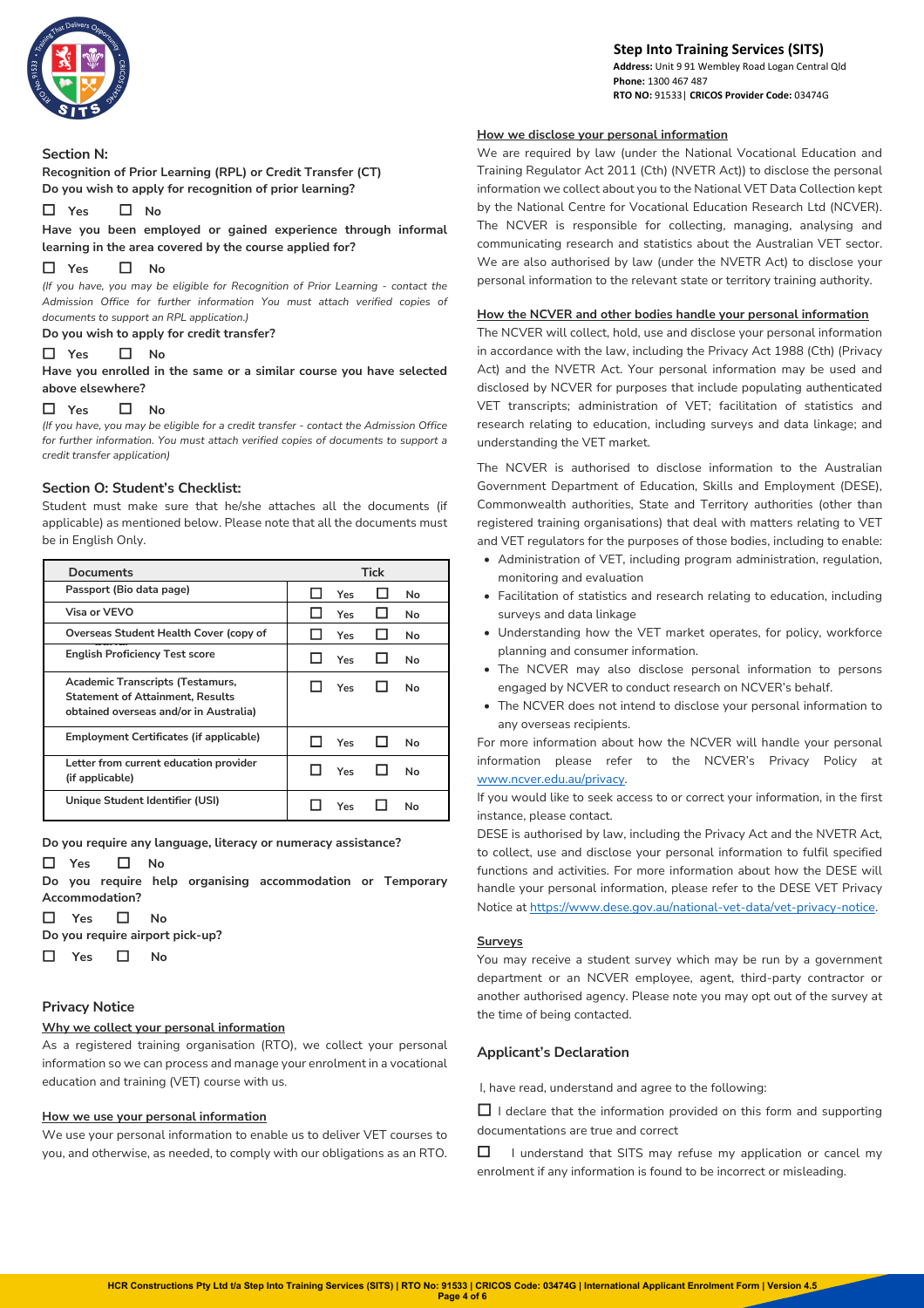## Section N:

**Recognition of Prior Learning (RPL) or Credit Transfer (CT)**

**Do you wish to apply for recognition of prior learning?**

☐ **Yes** ☐ **No**

**Have you been employed or gained experience through informal learning in the area covered by the course applied for?**

☐ **Yes** ☐ **No**

*(If you have, you may be eligible for Recognition of Prior Learning - contact the Admission Office for further information You must attach verified copies of documents to support an RPL application.)*

**Do you wish to apply for credit transfer?**

☐ **Yes** ☐ **No**

**Have you enrolled in the same or a similar course you have selected above elsewhere?**

☐ **Yes** ☐ **No**

*(If you have, you may be eligible for a credit transfer - contact the Admission Office for further information. You must attach verified copies of documents to support a credit transfer application)*

## Section O: Student's Checklist:

Student must make sure that he/she attaches all the documents (if applicable) as mentioned below. Please note that all the documents must be in English Only.

| Documents | Tick |
|---|---|
| Passport (Bio data page) | ☐ Yes ☐ No |
| Visa or VEVO | ☐ Yes ☐ No |
| Overseas Student Health Cover (copy of | ☐ Yes ☐ No |
| English Proficiency Test score | ☐ Yes ☐ No |
| Academic Transcripts (Testamurs, Statement of Attainment, Results obtained overseas and/or in Australia) | ☐ Yes ☐ No |
| Employment Certificates (if applicable) | ☐ Yes ☐ No |
| Letter from current education provider (if applicable) | ☐ Yes ☐ No |
| Unique Student Identifier (USI) | ☐ Yes ☐ No |

**Do you require any language, literacy or numeracy assistance?**

☐ **Yes** ☐ **No**

**Do you require help organising accommodation or Temporary Accommodation?**

☐ **Yes** ☐ **No**

**Do you require airport pick-up?**

☐ **Yes** ☐ **No**

## Privacy Notice

**Why we collect your personal information**

As a registered training organisation (RTO), we collect your personal information so we can process and manage your enrolment in a vocational education and training (VET) course with us.

**How we use your personal information**

We use your personal information to enable us to deliver VET courses to you, and otherwise, as needed, to comply with our obligations as an RTO.

**How we disclose your personal information**

We are required by law (under the National Vocational Education and Training Regulator Act 2011 (Cth) (NVETR Act)) to disclose the personal information we collect about you to the National VET Data Collection kept by the National Centre for Vocational Education Research Ltd (NCVER). The NCVER is responsible for collecting, managing, analysing and communicating research and statistics about the Australian VET sector. We are also authorised by law (under the NVETR Act) to disclose your personal information to the relevant state or territory training authority.

**How the NCVER and other bodies handle your personal information**

The NCVER will collect, hold, use and disclose your personal information in accordance with the law, including the Privacy Act 1988 (Cth) (Privacy Act) and the NVETR Act. Your personal information may be used and disclosed by NCVER for purposes that include populating authenticated VET transcripts; administration of VET; facilitation of statistics and research relating to education, including surveys and data linkage; and understanding the VET market.

The NCVER is authorised to disclose information to the Australian Government Department of Education, Skills and Employment (DESE), Commonwealth authorities, State and Territory authorities (other than registered training organisations) that deal with matters relating to VET and VET regulators for the purposes of those bodies, including to enable:

- Administration of VET, including program administration, regulation, monitoring and evaluation
- Facilitation of statistics and research relating to education, including surveys and data linkage
- Understanding how the VET market operates, for policy, workforce planning and consumer information.
- The NCVER may also disclose personal information to persons engaged by NCVER to conduct research on NCVER's behalf.
- The NCVER does not intend to disclose your personal information to any overseas recipients.

For more information about how the NCVER will handle your personal information please refer to the NCVER's Privacy Policy at www.ncver.edu.au/privacy.

If you would like to seek access to or correct your information, in the first instance, please contact.

DESE is authorised by law, including the Privacy Act and the NVETR Act, to collect, use and disclose your personal information to fulfil specified functions and activities. For more information about how the DESE will handle your personal information, please refer to the DESE VET Privacy Notice at https://www.dese.gov.au/national-vet-data/vet-privacy-notice.

**Surveys**

You may receive a student survey which may be run by a government department or an NCVER employee, agent, third-party contractor or another authorised agency. Please note you may opt out of the survey at the time of being contacted.

## Applicant's Declaration

I, have read, understand and agree to the following:

☐ I declare that the information provided on this form and supporting documentations are true and correct

☐ I understand that SITS may refuse my application or cancel my enrolment if any information is found to be incorrect or misleading.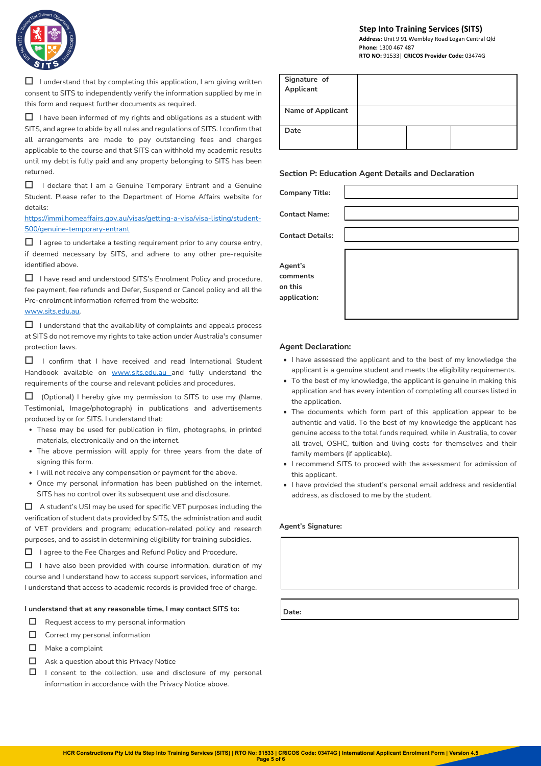- [ ] I understand that by completing this application, I am giving written consent to SITS to independently verify the information supplied by me in this form and request further documents as required.
- [ ] I have been informed of my rights and obligations as a student with SITS, and agree to abide by all rules and regulations of SITS. I confirm that all arrangements are made to pay outstanding fees and charges applicable to the course and that SITS can withhold my academic results until my debt is fully paid and any property belonging to SITS has been returned.
- [ ] I declare that I am a Genuine Temporary Entrant and a Genuine Student. Please refer to the Department of Home Affairs website for details: https://immi.homeaffairs.gov.au/visas/getting-a-visa/visa-listing/student-500/genuine-temporary-entrant
- [ ] I agree to undertake a testing requirement prior to any course entry, if deemed necessary by SITS, and adhere to any other pre-requisite identified above.
- [ ] I have read and understood SITS's Enrolment Policy and procedure, fee payment, fee refunds and Defer, Suspend or Cancel policy and all the Pre-enrolment information referred from the website: www.sits.edu.au.
- [ ] I understand that the availability of complaints and appeals process at SITS do not remove my rights to take action under Australia's consumer protection laws.
- [ ] I confirm that I have received and read International Student Handbook available on www.sits.edu.au and fully understand the requirements of the course and relevant policies and procedures.
- [ ] (Optional) I hereby give my permission to SITS to use my (Name, Testimonial, Image/photograph) in publications and advertisements produced by or for SITS. I understand that:
  - These may be used for publication in film, photographs, in printed materials, electronically and on the internet.
  - The above permission will apply for three years from the date of signing this form.
  - I will not receive any compensation or payment for the above.
  - Once my personal information has been published on the internet, SITS has no control over its subsequent use and disclosure.
- [ ] A student's USI may be used for specific VET purposes including the verification of student data provided by SITS, the administration and audit of VET providers and program; education-related policy and research purposes, and to assist in determining eligibility for training subsidies.
- [ ] I agree to the Fee Charges and Refund Policy and Procedure.
- [ ] I have also been provided with course information, duration of my course and I understand how to access support services, information and I understand that access to academic records is provided free of charge.

**I understand that at any reasonable time, I may contact SITS to:**

- [ ] Request access to my personal information
- [ ] Correct my personal information
- [ ] Make a complaint
- [ ] Ask a question about this Privacy Notice
- [ ] I consent to the collection, use and disclosure of my personal information in accordance with the Privacy Notice above.

| Signature of Applicant | | | |
|---|---|---|---|
| Name of Applicant | | | |
| Date | | | |

## Section P: Education Agent Details and Declaration

| | |
|---|---|
| **Company Title:** | |
| **Contact Name:** | |
| **Contact Details:** | |
| **Agent's comments on this application:** | |

### Agent Declaration:

- I have assessed the applicant and to the best of my knowledge the applicant is a genuine student and meets the eligibility requirements.
- To the best of my knowledge, the applicant is genuine in making this application and has every intention of completing all courses listed in the application.
- The documents which form part of this application appear to be authentic and valid. To the best of my knowledge the applicant has genuine access to the total funds required, while in Australia, to cover all travel, OSHC, tuition and living costs for themselves and their family members (if applicable).
- I recommend SITS to proceed with the assessment for admission of this applicant.
- I have provided the student's personal email address and residential address, as disclosed to me by the student.

**Agent's Signature:**

**Date:**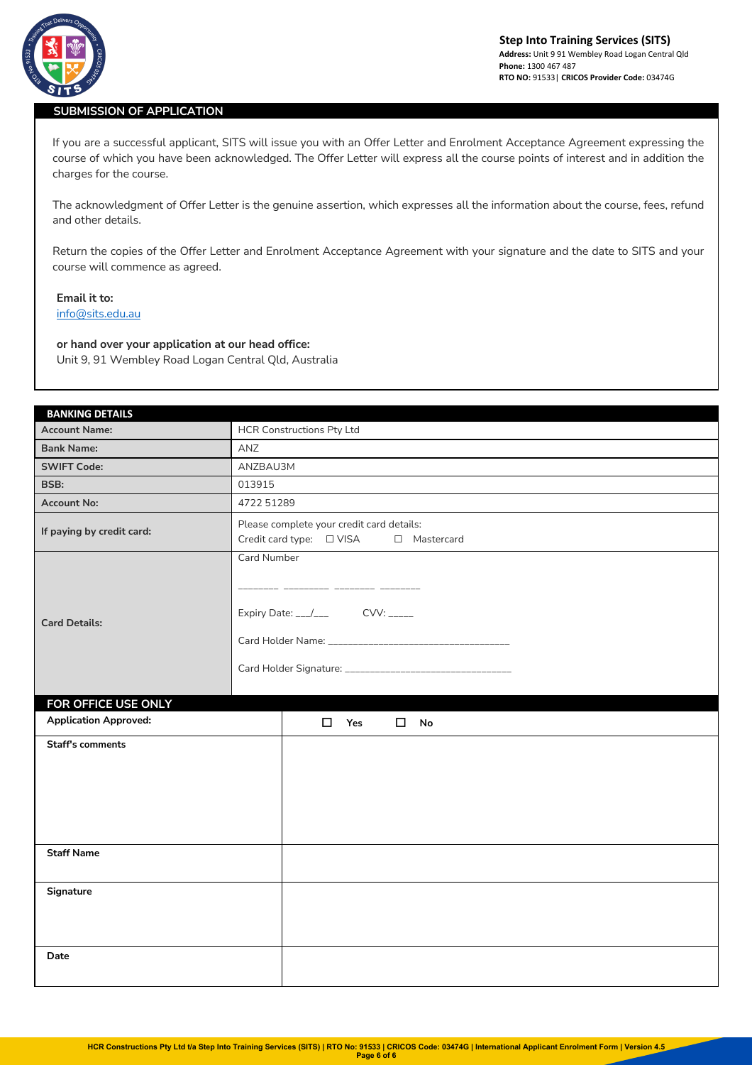## SUBMISSION OF APPLICATION

If you are a successful applicant, SITS will issue you with an Offer Letter and Enrolment Acceptance Agreement expressing the course of which you have been acknowledged. The Offer Letter will express all the course points of interest and in addition the charges for the course.

The acknowledgment of Offer Letter is the genuine assertion, which expresses all the information about the course, fees, refund and other details.

Return the copies of the Offer Letter and Enrolment Acceptance Agreement with your signature and the date to SITS and your course will commence as agreed.

**Email it to:**
info@sits.edu.au

**or hand over your application at our head office:**
Unit 9, 91 Wembley Road Logan Central Qld, Australia

## BANKING DETAILS

| | |
|---|---|
| **Account Name:** | HCR Constructions Pty Ltd |
| **Bank Name:** | ANZ |
| **SWIFT Code:** | ANZBAU3M |
| **BSB:** | 013915 |
| **Account No:** | 4722 51289 |
| **If paying by credit card:** | Please complete your credit card details:<br>Credit card type: ☐ VISA ☐ Mastercard |
| **Card Details:** | Card Number<br>________ ________ ________ ________<br>Expiry Date: ___/___ CVV: _____<br>Card Holder Name: ___________________________________<br>Card Holder Signature: _________________________________ |

## FOR OFFICE USE ONLY

| | |
|---|---|
| **Application Approved:** | ☐ **Yes** ☐ **No** |
| **Staff's comments** | |
| **Staff Name** | |
| **Signature** | |
| **Date** | |